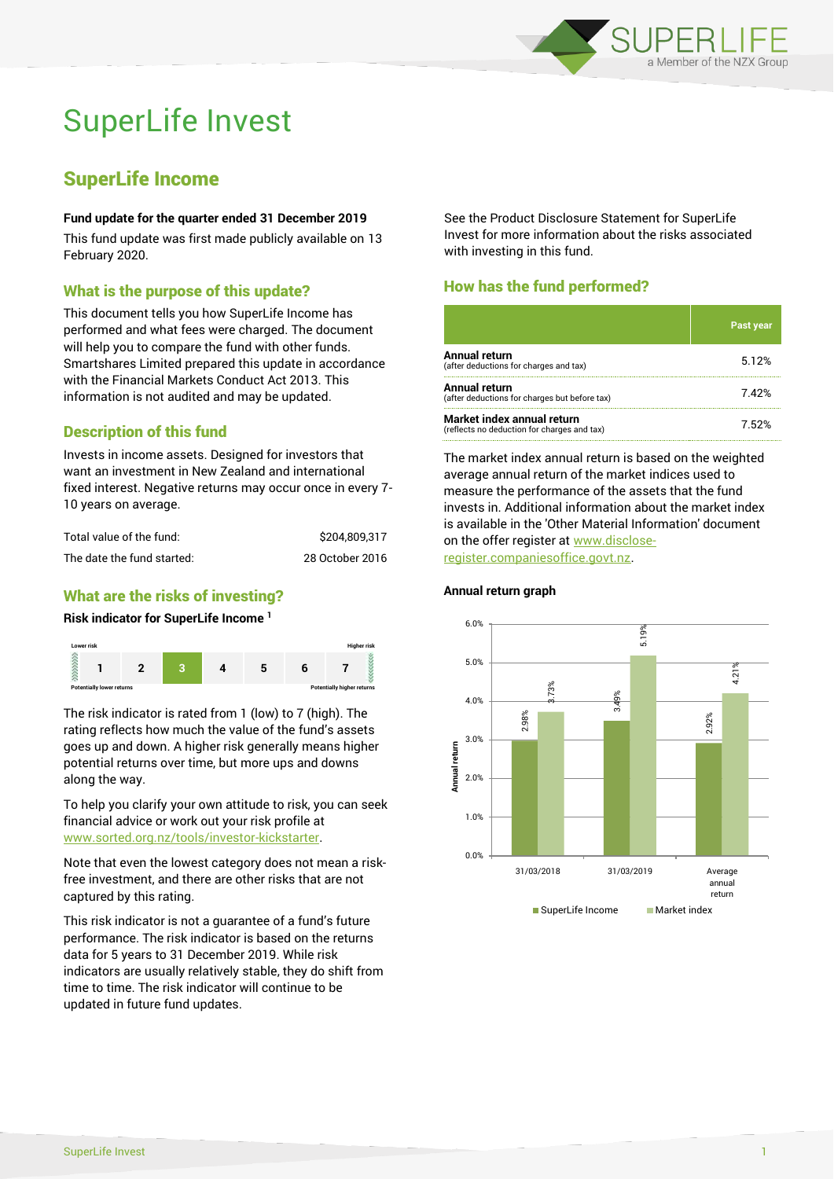# SuperLife Invest

## SuperLife Income

**Fund update for the quarter ended 31 December 2019**

This fund update was first made publicly available on 13 February 2020.

### What is the purpose of this update?

This document tells you how SuperLife Income has performed and what fees were charged. The document will help you to compare the fund with other funds. Smartshares Limited prepared this update in accordance with the Financial Markets Conduct Act 2013. This information is not audited and may be updated.

### Description of this fund

Invests in income assets. Designed for investors that want an investment in New Zealand and international fixed interest. Negative returns may occur once in every 7-10 years on average.

| | |
|---|---|
| Total value of the fund: | $204,809,317 |
| The date the fund started: | 28 October 2016 |

### What are the risks of investing?

**Risk indicator for SuperLife Income [1]**

| Lower risk | | | | | | Higher risk |
|---|---|---|---|---|---|---|
| 1 | 2 | **3** | 4 | 5 | 6 | 7 |
| Potentially lower returns | | | | | | Potentially higher returns |

The risk indicator is rated from 1 (low) to 7 (high). The rating reflects how much the value of the fund's assets goes up and down. A higher risk generally means higher potential returns over time, but more ups and downs along the way.

To help you clarify your own attitude to risk, you can seek financial advice or work out your risk profile at www.sorted.org.nz/tools/investor-kickstarter.

Note that even the lowest category does not mean a risk-free investment, and there are other risks that are not captured by this rating.

This risk indicator is not a guarantee of a fund's future performance. The risk indicator is based on the returns data for 5 years to 31 December 2019. While risk indicators are usually relatively stable, they do shift from time to time. The risk indicator will continue to be updated in future fund updates.

See the Product Disclosure Statement for SuperLife Invest for more information about the risks associated with investing in this fund.

### How has the fund performed?

| | Past year |
|---|---|
| **Annual return** (after deductions for charges and tax) | 5.12% |
| **Annual return** (after deductions for charges but before tax) | 7.42% |
| **Market index annual return** (reflects no deduction for charges and tax) | 7.52% |

The market index annual return is based on the weighted average annual return of the market indices used to measure the performance of the assets that the fund invests in. Additional information about the market index is available in the 'Other Material Information' document on the offer register at www.disclose-register.companiesoffice.govt.nz.

**Annual return graph**

| | SuperLife Income | Market index |
|---|---|---|
| 31/03/2018 | 2.98% | 3.73% |
| 31/03/2019 | 3.49% | 5.19% |
| Average annual return | 2.92% | 4.21% |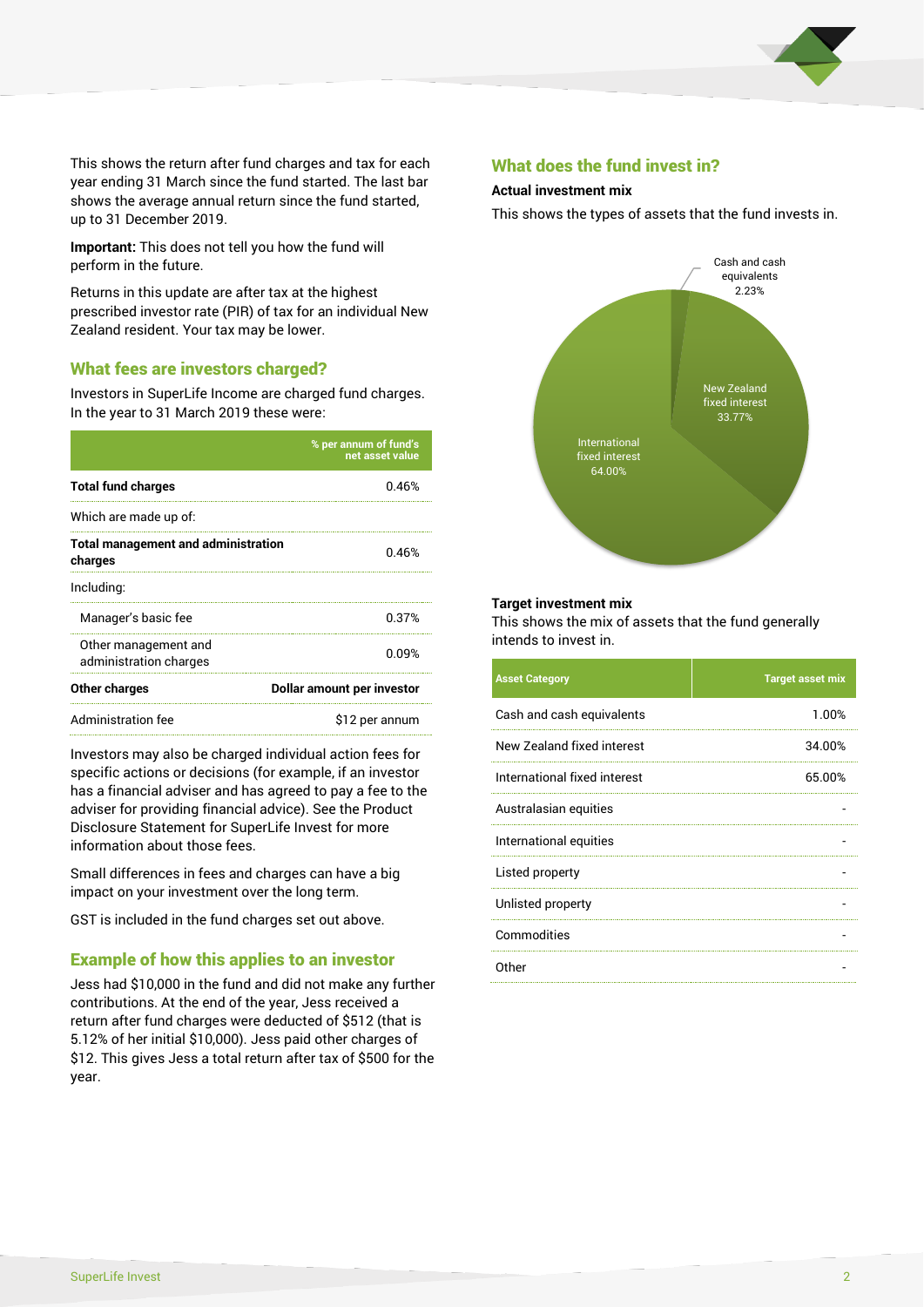This shows the return after fund charges and tax for each year ending 31 March since the fund started. The last bar shows the average annual return since the fund started, up to 31 December 2019.

**Important:** This does not tell you how the fund will perform in the future.

Returns in this update are after tax at the highest prescribed investor rate (PIR) of tax for an individual New Zealand resident. Your tax may be lower.

## What fees are investors charged?

Investors in SuperLife Income are charged fund charges. In the year to 31 March 2019 these were:

| | % per annum of fund's net asset value |
|---|---|
| **Total fund charges** | 0.46% |
| Which are made up of: | |
| **Total management and administration charges** | 0.46% |
| Including: | |
| Manager's basic fee | 0.37% |
| Other management and administration charges | 0.09% |
| **Other charges** | **Dollar amount per investor** |
| Administration fee | $12 per annum |

Investors may also be charged individual action fees for specific actions or decisions (for example, if an investor has a financial adviser and has agreed to pay a fee to the adviser for providing financial advice). See the Product Disclosure Statement for SuperLife Invest for more information about those fees.

Small differences in fees and charges can have a big impact on your investment over the long term.

GST is included in the fund charges set out above.

## Example of how this applies to an investor

Jess had $10,000 in the fund and did not make any further contributions. At the end of the year, Jess received a return after fund charges were deducted of $512 (that is 5.12% of her initial $10,000). Jess paid other charges of $12. This gives Jess a total return after tax of $500 for the year.

## What does the fund invest in?

### Actual investment mix

This shows the types of assets that the fund invests in.

- Cash and cash equivalents 2.23%
- New Zealand fixed interest 33.77%
- International fixed interest 64.00%

### Target investment mix

This shows the mix of assets that the fund generally intends to invest in.

| Asset Category | Target asset mix |
|---|---|
| Cash and cash equivalents | 1.00% |
| New Zealand fixed interest | 34.00% |
| International fixed interest | 65.00% |
| Australasian equities | - |
| International equities | - |
| Listed property | - |
| Unlisted property | - |
| Commodities | - |
| Other | - |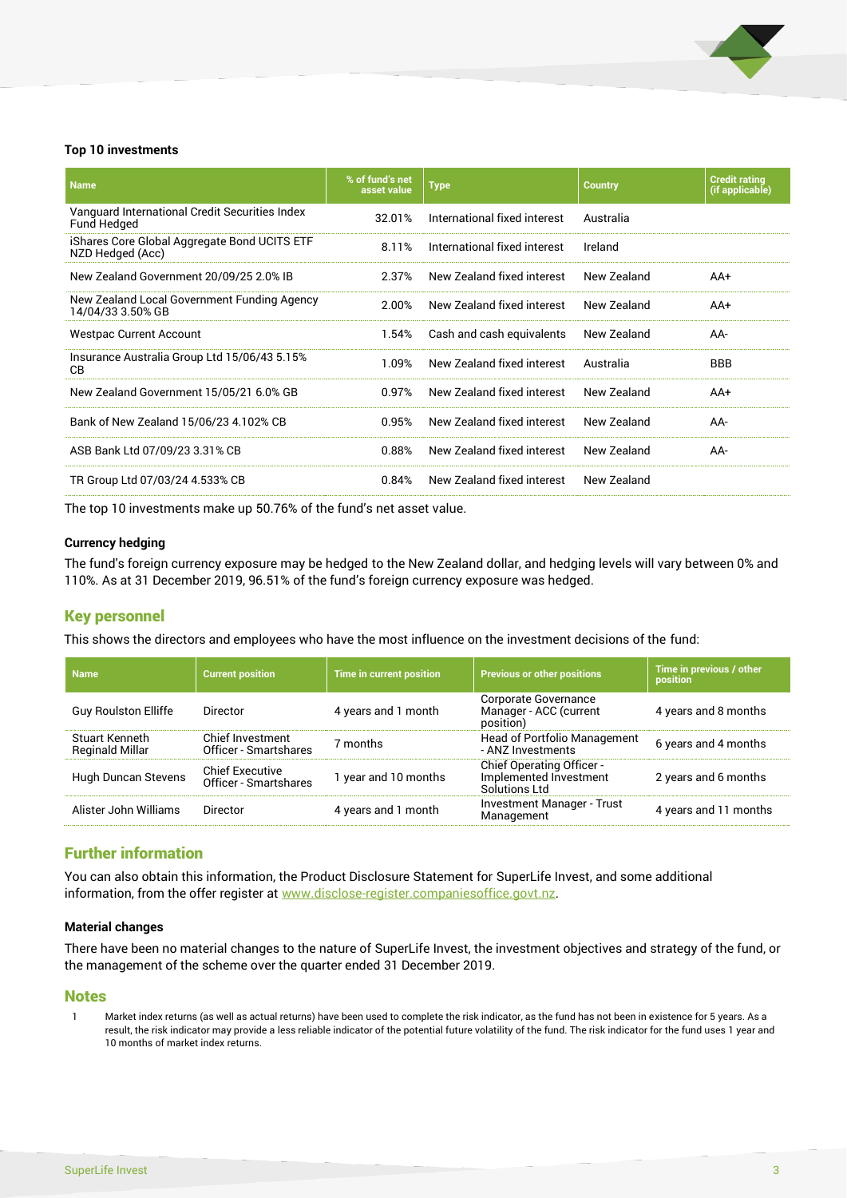### Top 10 investments

| Name | % of fund's net asset value | Type | Country | Credit rating (if applicable) |
|---|---|---|---|---|
| Vanguard International Credit Securities Index Fund Hedged | 32.01% | International fixed interest | Australia | |
| iShares Core Global Aggregate Bond UCITS ETF NZD Hedged (Acc) | 8.11% | International fixed interest | Ireland | |
| New Zealand Government 20/09/25 2.0% IB | 2.37% | New Zealand fixed interest | New Zealand | AA+ |
| New Zealand Local Government Funding Agency 14/04/33 3.50% GB | 2.00% | New Zealand fixed interest | New Zealand | AA+ |
| Westpac Current Account | 1.54% | Cash and cash equivalents | New Zealand | AA- |
| Insurance Australia Group Ltd 15/06/43 5.15% CB | 1.09% | New Zealand fixed interest | Australia | BBB |
| New Zealand Government 15/05/21 6.0% GB | 0.97% | New Zealand fixed interest | New Zealand | AA+ |
| Bank of New Zealand 15/06/23 4.102% CB | 0.95% | New Zealand fixed interest | New Zealand | AA- |
| ASB Bank Ltd 07/09/23 3.31% CB | 0.88% | New Zealand fixed interest | New Zealand | AA- |
| TR Group Ltd 07/03/24 4.533% CB | 0.84% | New Zealand fixed interest | New Zealand | |

The top 10 investments make up 50.76% of the fund's net asset value.

### Currency hedging

The fund's foreign currency exposure may be hedged to the New Zealand dollar, and hedging levels will vary between 0% and 110%. As at 31 December 2019, 96.51% of the fund's foreign currency exposure was hedged.

## Key personnel

This shows the directors and employees who have the most influence on the investment decisions of the fund:

| Name | Current position | Time in current position | Previous or other positions | Time in previous / other position |
|---|---|---|---|---|
| Guy Roulston Elliffe | Director | 4 years and 1 month | Corporate Governance Manager - ACC (current position) | 4 years and 8 months |
| Stuart Kenneth Reginald Millar | Chief Investment Officer - Smartshares | 7 months | Head of Portfolio Management - ANZ Investments | 6 years and 4 months |
| Hugh Duncan Stevens | Chief Executive Officer - Smartshares | 1 year and 10 months | Chief Operating Officer - Implemented Investment Solutions Ltd | 2 years and 6 months |
| Alister John Williams | Director | 4 years and 1 month | Investment Manager - Trust Management | 4 years and 11 months |

## Further information

You can also obtain this information, the Product Disclosure Statement for SuperLife Invest, and some additional information, from the offer register at www.disclose-register.companiesoffice.govt.nz.

### Material changes

There have been no material changes to the nature of SuperLife Invest, the investment objectives and strategy of the fund, or the management of the scheme over the quarter ended 31 December 2019.

## Notes

1. Market index returns (as well as actual returns) have been used to complete the risk indicator, as the fund has not been in existence for 5 years. As a result, the risk indicator may provide a less reliable indicator of the potential future volatility of the fund. The risk indicator for the fund uses 1 year and 10 months of market index returns.